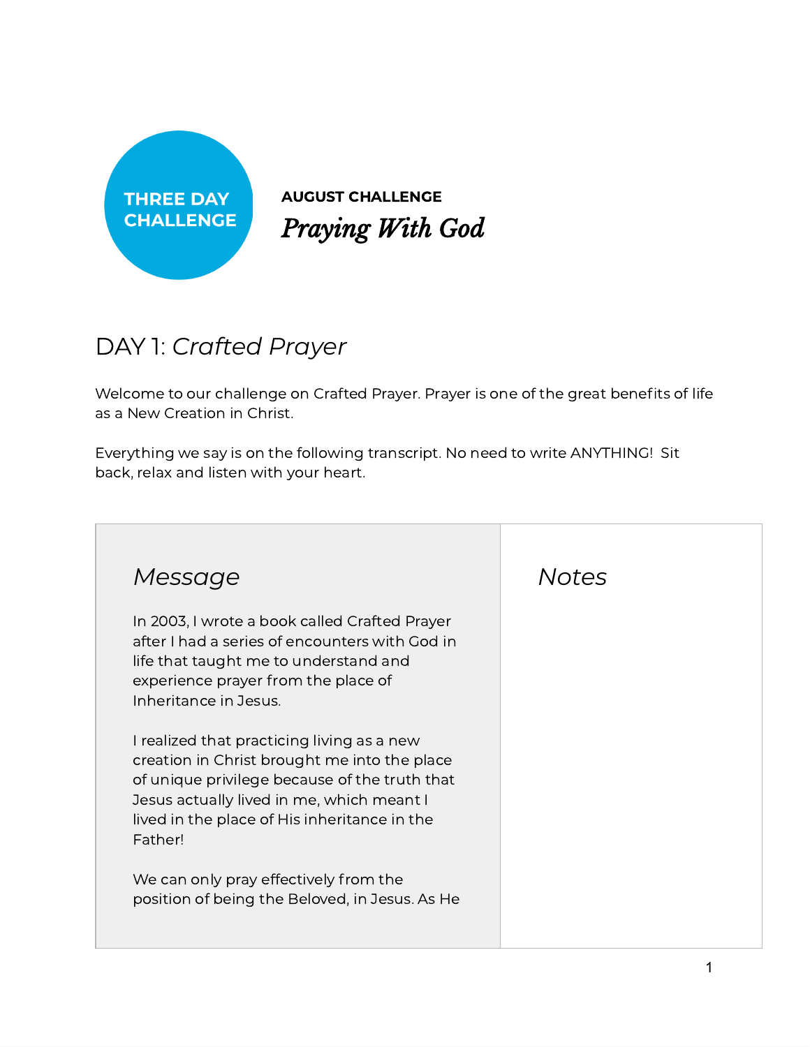THREE DAY CHALLENGE

**AUGUST CHALLENGE**

# *Praying With God*

## DAY 1: *Crafted Prayer*

Welcome to our challenge on Crafted Prayer. Prayer is one of the great benefits of life as a New Creation in Christ.

Everything we say is on the following transcript. No need to write ANYTHING! Sit back, relax and listen with your heart.

| *Message* | *Notes* |
|---|---|
| In 2003, I wrote a book called Crafted Prayer after I had a series of encounters with God in life that taught me to understand and experience prayer from the place of Inheritance in Jesus.<br><br>I realized that practicing living as a new creation in Christ brought me into the place of unique privilege because of the truth that Jesus actually lived in me, which meant I lived in the place of His inheritance in the Father!<br><br>We can only pray effectively from the position of being the Beloved, in Jesus. As He | |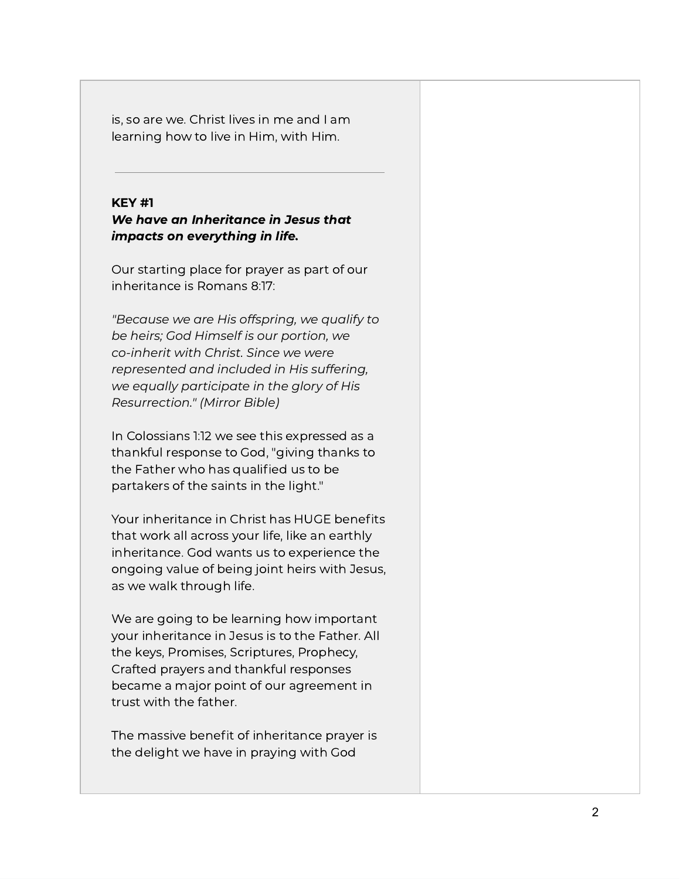is, so are we. Christ lives in me and I am learning how to live in Him, with Him.

---

**KEY #1**
***We have an Inheritance in Jesus that impacts on everything in life.***

Our starting place for prayer as part of our inheritance is Romans 8:17:

*"Because we are His offspring, we qualify to be heirs; God Himself is our portion, we co-inherit with Christ. Since we were represented and included in His suffering, we equally participate in the glory of His Resurrection." (Mirror Bible)*

In Colossians 1:12 we see this expressed as a thankful response to God, "giving thanks to the Father who has qualified us to be partakers of the saints in the light."

Your inheritance in Christ has HUGE benefits that work all across your life, like an earthly inheritance. God wants us to experience the ongoing value of being joint heirs with Jesus, as we walk through life.

We are going to be learning how important your inheritance in Jesus is to the Father. All the keys, Promises, Scriptures, Prophecy, Crafted prayers and thankful responses became a major point of our agreement in trust with the father.

The massive benefit of inheritance prayer is the delight we have in praying with God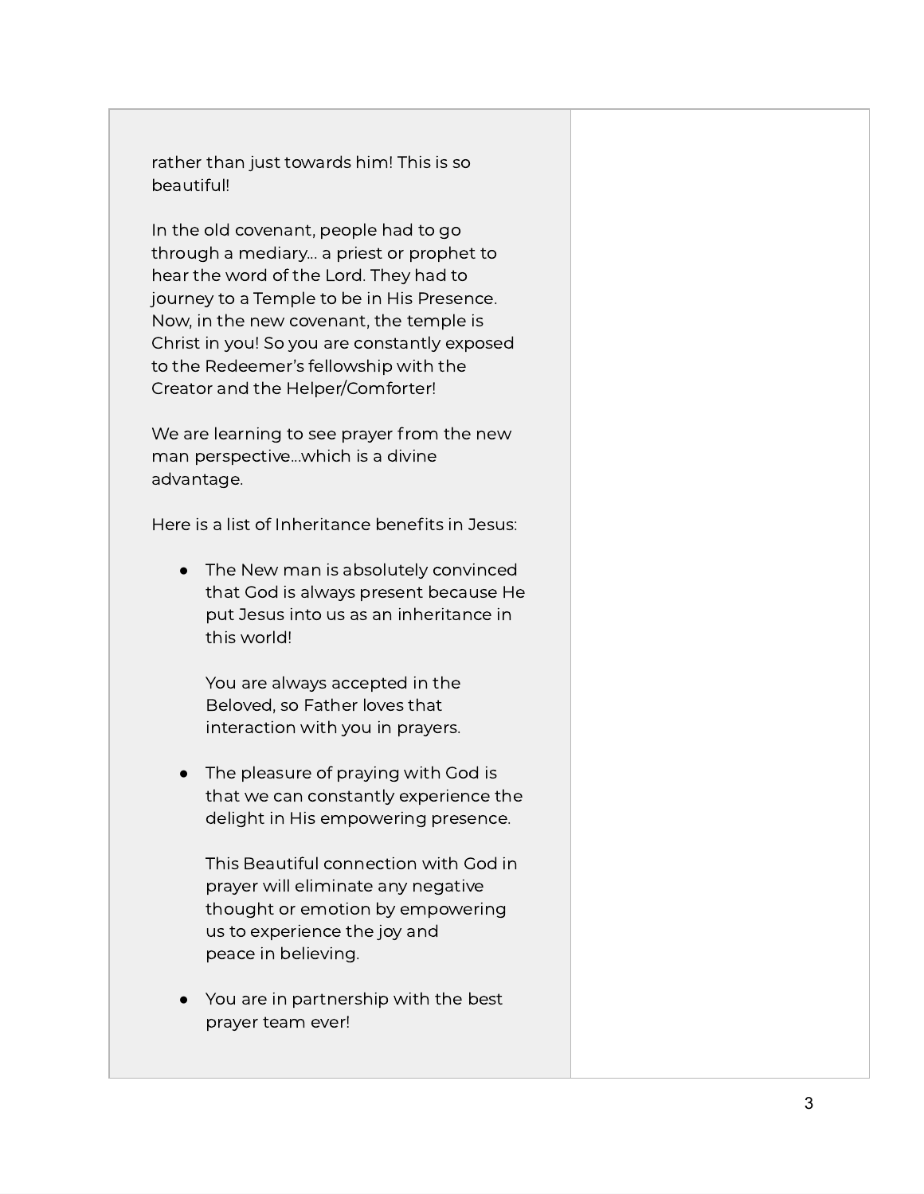rather than just towards him! This is so beautiful!

In the old covenant, people had to go through a mediary... a priest or prophet to hear the word of the Lord. They had to journey to a Temple to be in His Presence. Now, in the new covenant, the temple is Christ in you! So you are constantly exposed to the Redeemer's fellowship with the Creator and the Helper/Comforter!

We are learning to see prayer from the new man perspective...which is a divine advantage.

Here is a list of Inheritance benefits in Jesus:

- The New man is absolutely convinced that God is always present because He put Jesus into us as an inheritance in this world!

  You are always accepted in the Beloved, so Father loves that interaction with you in prayers.

- The pleasure of praying with God is that we can constantly experience the delight in His empowering presence.

  This Beautiful connection with God in prayer will eliminate any negative thought or emotion by empowering us to experience the joy and peace in believing.

- You are in partnership with the best prayer team ever!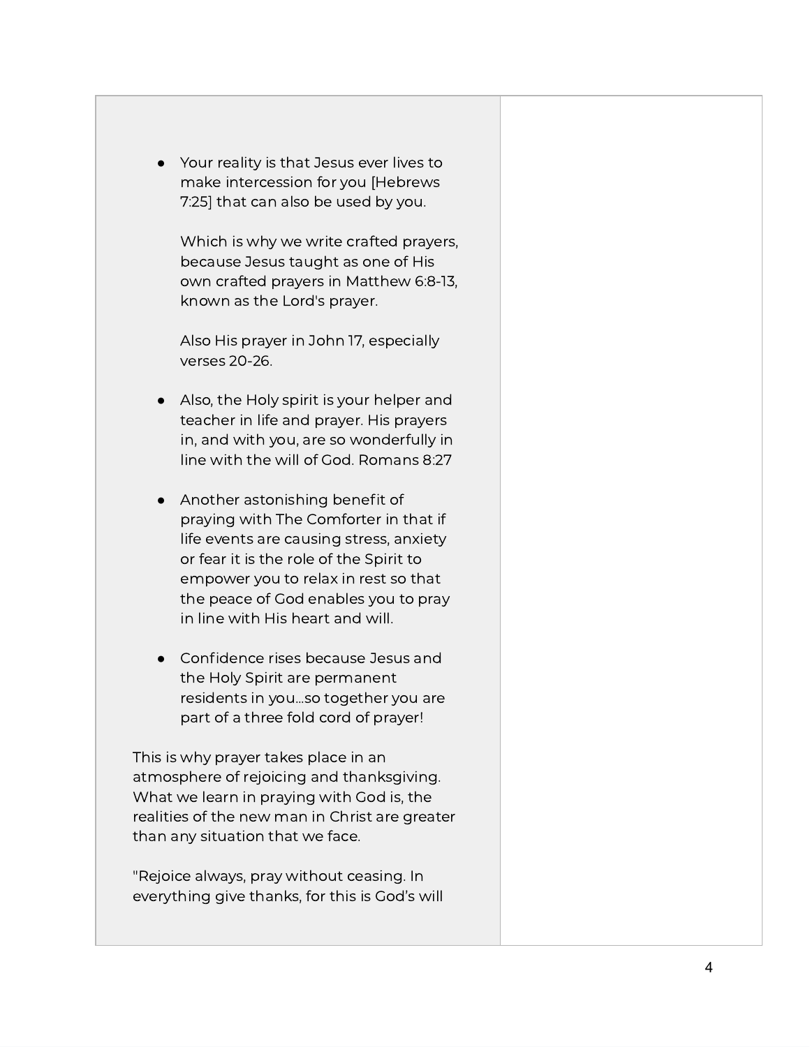- Your reality is that Jesus ever lives to make intercession for you [Hebrews 7:25] that can also be used by you.

  Which is why we write crafted prayers, because Jesus taught as one of His own crafted prayers in Matthew 6:8-13, known as the Lord's prayer.

  Also His prayer in John 17, especially verses 20-26.

- Also, the Holy spirit is your helper and teacher in life and prayer. His prayers in, and with you, are so wonderfully in line with the will of God. Romans 8:27

- Another astonishing benefit of praying with The Comforter in that if life events are causing stress, anxiety or fear it is the role of the Spirit to empower you to relax in rest so that the peace of God enables you to pray in line with His heart and will.

- Confidence rises because Jesus and the Holy Spirit are permanent residents in you…so together you are part of a three fold cord of prayer!

This is why prayer takes place in an atmosphere of rejoicing and thanksgiving. What we learn in praying with God is, the realities of the new man in Christ are greater than any situation that we face.

"Rejoice always, pray without ceasing. In everything give thanks, for this is God's will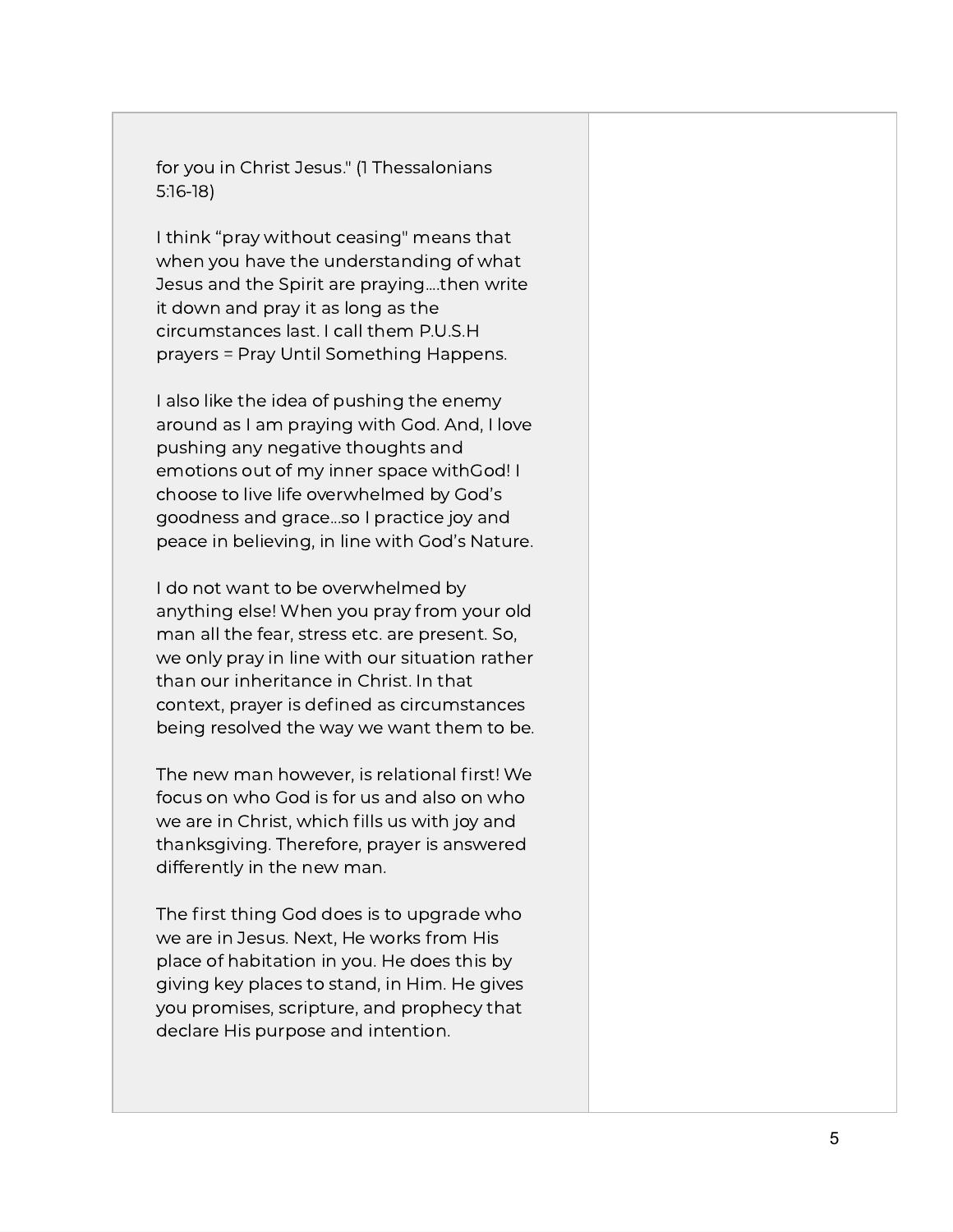for you in Christ Jesus." (1 Thessalonians 5:16-18)

I think “pray without ceasing" means that when you have the understanding of what Jesus and the Spirit are praying....then write it down and pray it as long as the circumstances last. I call them P.U.S.H prayers = Pray Until Something Happens.

I also like the idea of pushing the enemy around as I am praying with God. And, I love pushing any negative thoughts and emotions out of my inner space withGod! I choose to live life overwhelmed by God’s goodness and grace...so I practice joy and peace in believing, in line with God’s Nature.

I do not want to be overwhelmed by anything else! When you pray from your old man all the fear, stress etc. are present. So, we only pray in line with our situation rather than our inheritance in Christ. In that context, prayer is defined as circumstances being resolved the way we want them to be.

The new man however, is relational first! We focus on who God is for us and also on who we are in Christ, which fills us with joy and thanksgiving. Therefore, prayer is answered differently in the new man.

The first thing God does is to upgrade who we are in Jesus. Next, He works from His place of habitation in you. He does this by giving key places to stand, in Him. He gives you promises, scripture, and prophecy that declare His purpose and intention.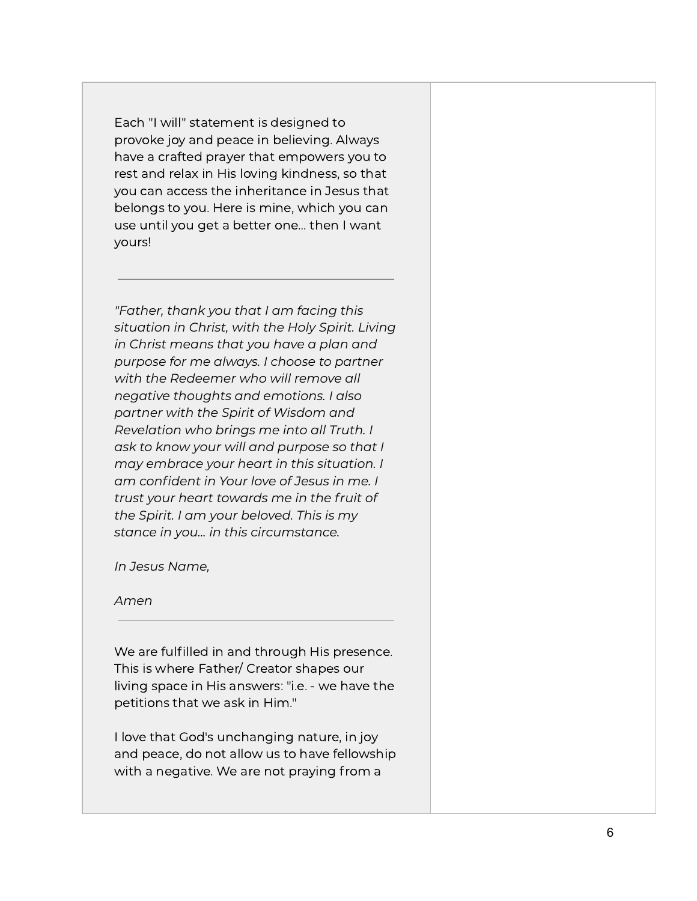Each "I will" statement is designed to provoke joy and peace in believing. Always have a crafted prayer that empowers you to rest and relax in His loving kindness, so that you can access the inheritance in Jesus that belongs to you. Here is mine, which you can use until you get a better one... then I want yours!

---

*"Father, thank you that I am facing this situation in Christ, with the Holy Spirit. Living in Christ means that you have a plan and purpose for me always. I choose to partner with the Redeemer who will remove all negative thoughts and emotions. I also partner with the Spirit of Wisdom and Revelation who brings me into all Truth. I ask to know your will and purpose so that I may embrace your heart in this situation. I am confident in Your love of Jesus in me. I trust your heart towards me in the fruit of the Spirit. I am your beloved. This is my stance in you... in this circumstance.*

*In Jesus Name,*

*Amen*

---

We are fulfilled in and through His presence. This is where Father/ Creator shapes our living space in His answers: "i.e. - we have the petitions that we ask in Him."

I love that God's unchanging nature, in joy and peace, do not allow us to have fellowship with a negative. We are not praying from a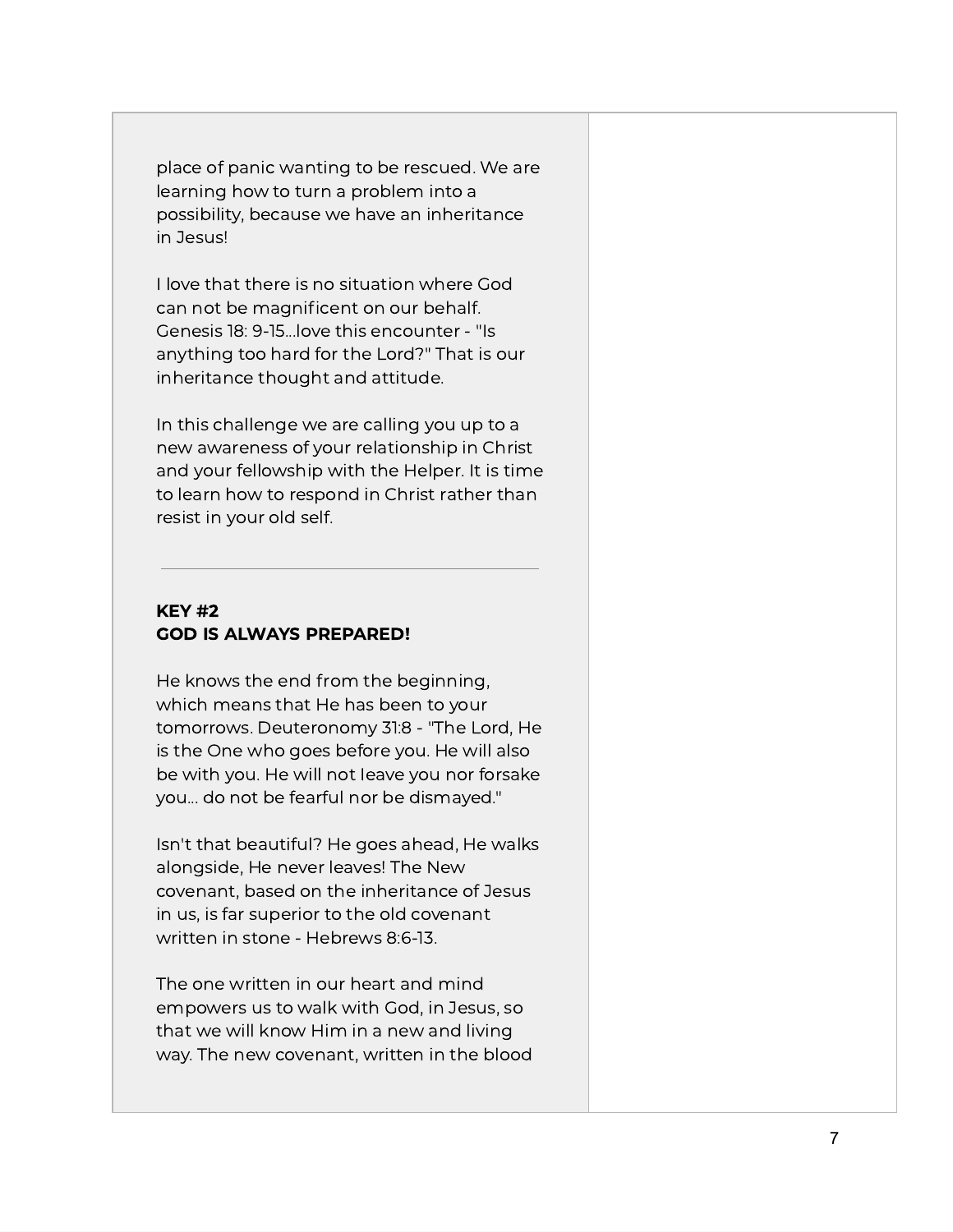place of panic wanting to be rescued. We are learning how to turn a problem into a possibility, because we have an inheritance in Jesus!

I love that there is no situation where God can not be magnificent on our behalf. Genesis 18: 9-15...love this encounter - "Is anything too hard for the Lord?" That is our inheritance thought and attitude.

In this challenge we are calling you up to a new awareness of your relationship in Christ and your fellowship with the Helper. It is time to learn how to respond in Christ rather than resist in your old self.

---

**KEY #2**
**GOD IS ALWAYS PREPARED!**

He knows the end from the beginning, which means that He has been to your tomorrows. Deuteronomy 31:8 - "The Lord, He is the One who goes before you. He will also be with you. He will not leave you nor forsake you... do not be fearful nor be dismayed."

Isn't that beautiful? He goes ahead, He walks alongside, He never leaves! The New covenant, based on the inheritance of Jesus in us, is far superior to the old covenant written in stone - Hebrews 8:6-13.

The one written in our heart and mind empowers us to walk with God, in Jesus, so that we will know Him in a new and living way. The new covenant, written in the blood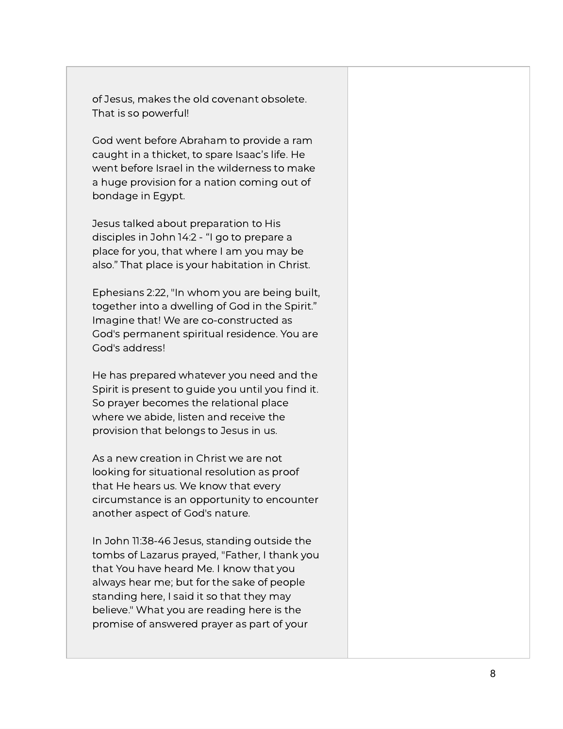of Jesus, makes the old covenant obsolete. That is so powerful!

God went before Abraham to provide a ram caught in a thicket, to spare Isaac's life. He went before Israel in the wilderness to make a huge provision for a nation coming out of bondage in Egypt.

Jesus talked about preparation to His disciples in John 14:2 - "I go to prepare a place for you, that where I am you may be also." That place is your habitation in Christ.

Ephesians 2:22, "In whom you are being built, together into a dwelling of God in the Spirit." Imagine that! We are co-constructed as God's permanent spiritual residence. You are God's address!

He has prepared whatever you need and the Spirit is present to guide you until you find it. So prayer becomes the relational place where we abide, listen and receive the provision that belongs to Jesus in us.

As a new creation in Christ we are not looking for situational resolution as proof that He hears us. We know that every circumstance is an opportunity to encounter another aspect of God's nature.

In John 11:38-46 Jesus, standing outside the tombs of Lazarus prayed, "Father, I thank you that You have heard Me. I know that you always hear me; but for the sake of people standing here, I said it so that they may believe." What you are reading here is the promise of answered prayer as part of your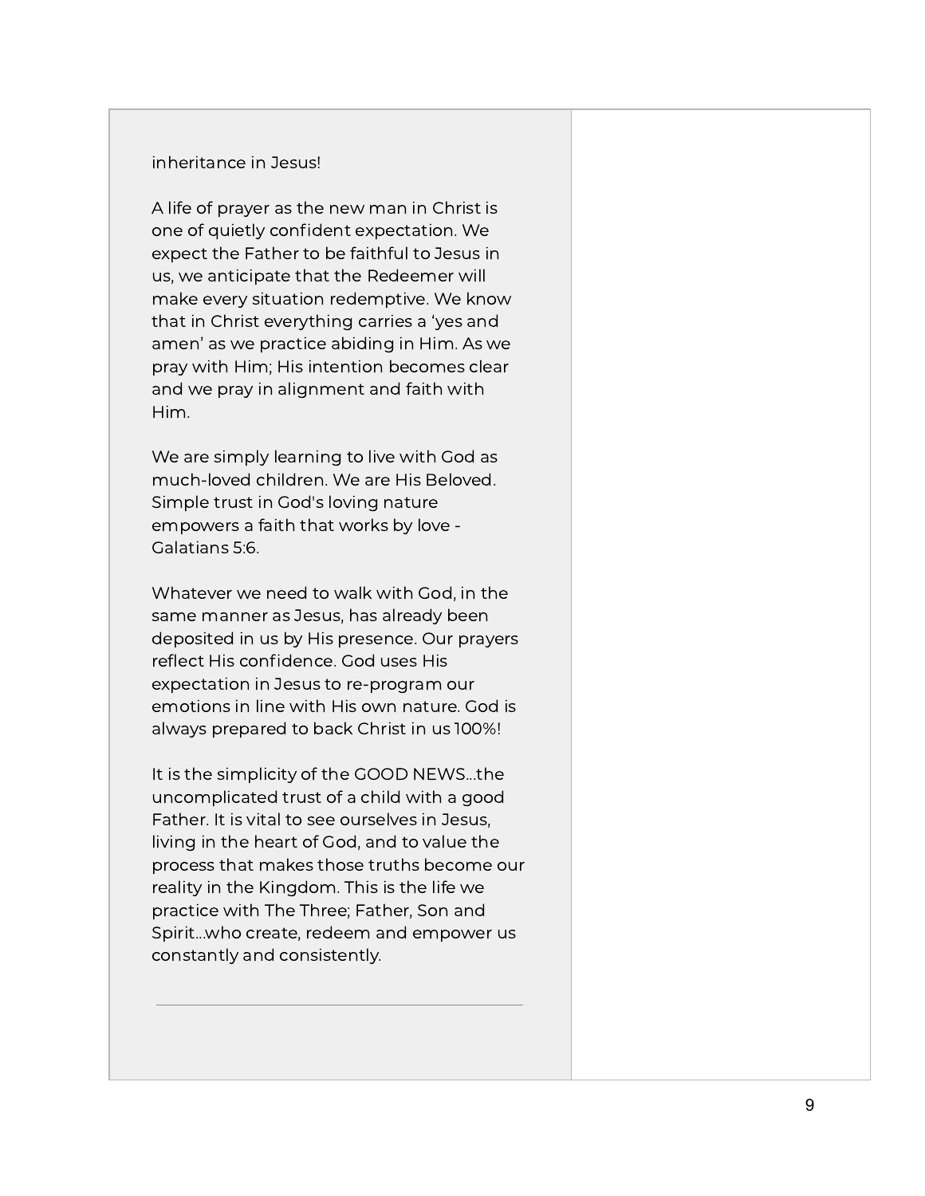inheritance in Jesus!

A life of prayer as the new man in Christ is one of quietly confident expectation. We expect the Father to be faithful to Jesus in us, we anticipate that the Redeemer will make every situation redemptive. We know that in Christ everything carries a 'yes and amen' as we practice abiding in Him. As we pray with Him; His intention becomes clear and we pray in alignment and faith with Him.

We are simply learning to live with God as much-loved children. We are His Beloved. Simple trust in God's loving nature empowers a faith that works by love - Galatians 5:6.

Whatever we need to walk with God, in the same manner as Jesus, has already been deposited in us by His presence. Our prayers reflect His confidence. God uses His expectation in Jesus to re-program our emotions in line with His own nature. God is always prepared to back Christ in us 100%!

It is the simplicity of the GOOD NEWS...the uncomplicated trust of a child with a good Father. It is vital to see ourselves in Jesus, living in the heart of God, and to value the process that makes those truths become our reality in the Kingdom. This is the life we practice with The Three; Father, Son and Spirit...who create, redeem and empower us constantly and consistently.

---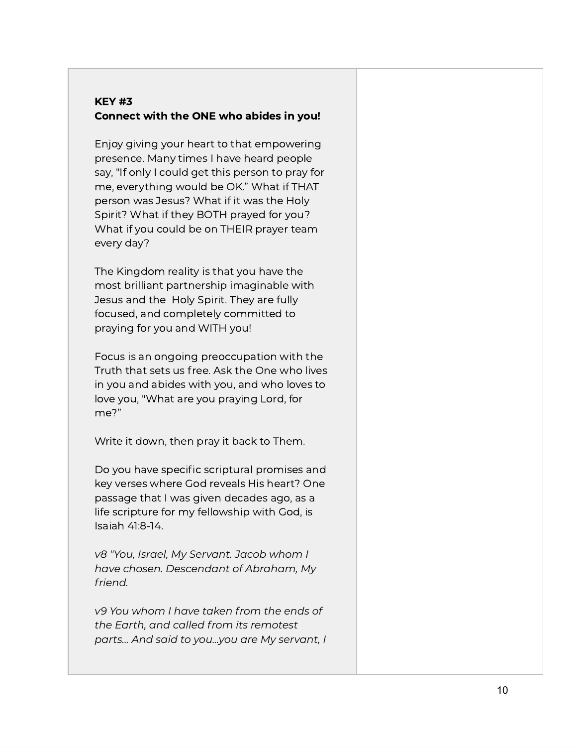**KEY #3**
**Connect with the ONE who abides in you!**

Enjoy giving your heart to that empowering presence. Many times I have heard people say, "If only I could get this person to pray for me, everything would be OK." What if THAT person was Jesus? What if it was the Holy Spirit? What if they BOTH prayed for you? What if you could be on THEIR prayer team every day?

The Kingdom reality is that you have the most brilliant partnership imaginable with Jesus and the Holy Spirit. They are fully focused, and completely committed to praying for you and WITH you!

Focus is an ongoing preoccupation with the Truth that sets us free. Ask the One who lives in you and abides with you, and who loves to love you, "What are you praying Lord, for me?"

Write it down, then pray it back to Them.

Do you have specific scriptural promises and key verses where God reveals His heart? One passage that I was given decades ago, as a life scripture for my fellowship with God, is Isaiah 41:8-14.

*v8 "You, Israel, My Servant. Jacob whom I have chosen. Descendant of Abraham, My friend.*

*v9 You whom I have taken from the ends of the Earth, and called from its remotest parts... And said to you...you are My servant, I*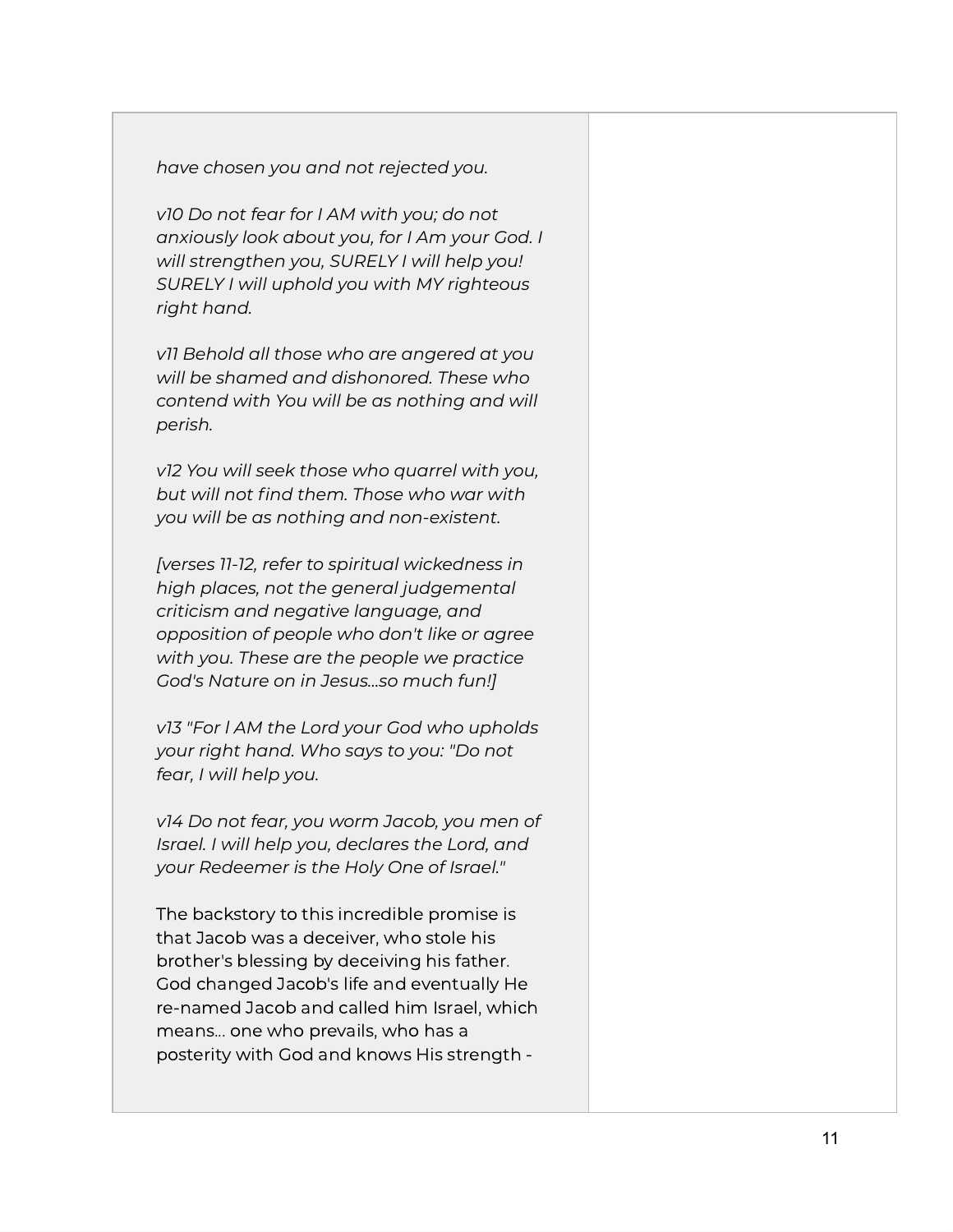*have chosen you and not rejected you.*

*v10 Do not fear for I AM with you; do not anxiously look about you, for I Am your God. I will strengthen you, SURELY I will help you! SURELY I will uphold you with MY righteous right hand.*

*v11 Behold all those who are angered at you will be shamed and dishonored. These who contend with You will be as nothing and will perish.*

*v12 You will seek those who quarrel with you, but will not find them. Those who war with you will be as nothing and non-existent.*

*[verses 11-12, refer to spiritual wickedness in high places, not the general judgemental criticism and negative language, and opposition of people who don't like or agree with you. These are the people we practice God's Nature on in Jesus...so much fun!]*

*v13 "For I AM the Lord your God who upholds your right hand. Who says to you: "Do not fear, I will help you.*

*v14 Do not fear, you worm Jacob, you men of Israel. I will help you, declares the Lord, and your Redeemer is the Holy One of Israel."*

The backstory to this incredible promise is that Jacob was a deceiver, who stole his brother's blessing by deceiving his father. God changed Jacob's life and eventually He re-named Jacob and called him Israel, which means... one who prevails, who has a posterity with God and knows His strength -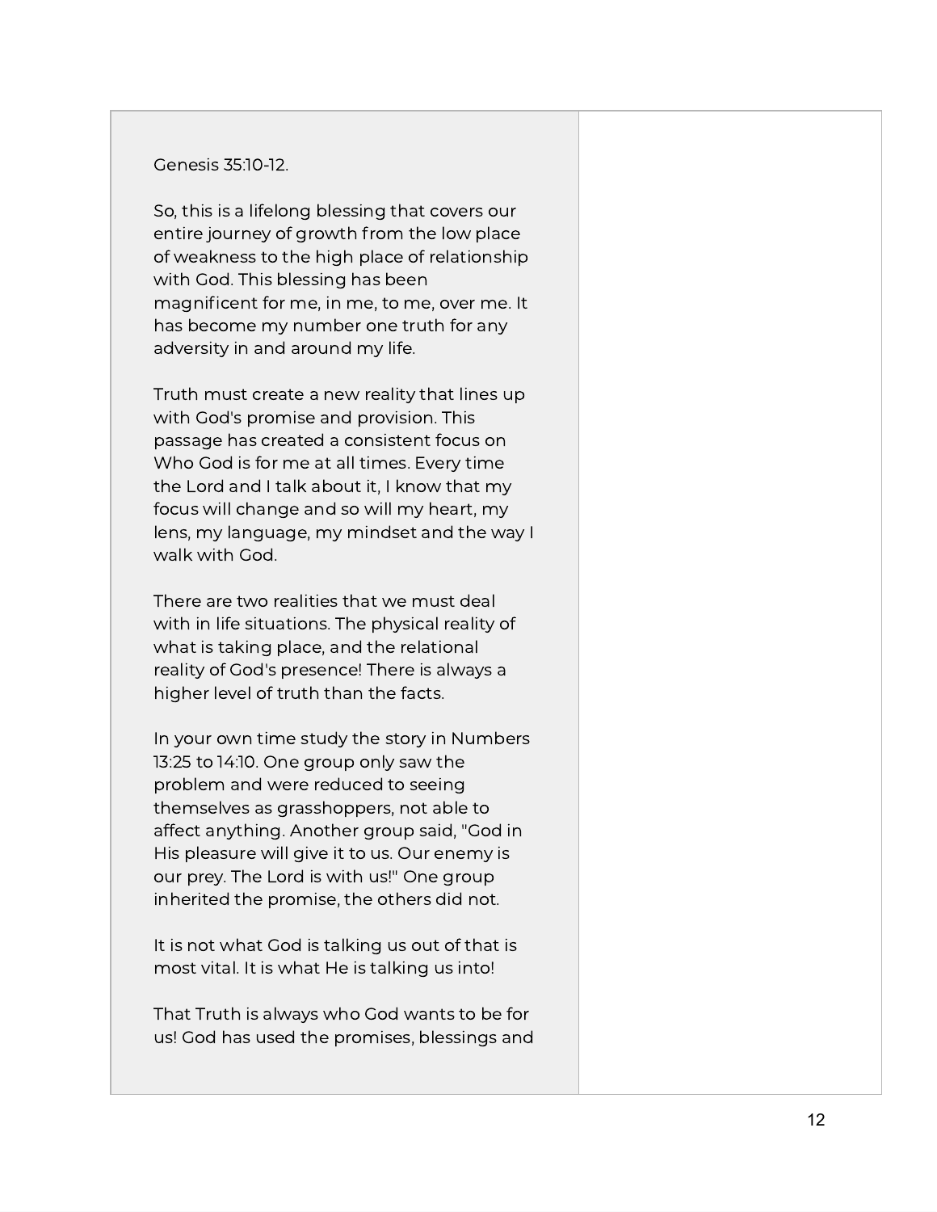Genesis 35:10-12.

So, this is a lifelong blessing that covers our entire journey of growth from the low place of weakness to the high place of relationship with God. This blessing has been magnificent for me, in me, to me, over me. It has become my number one truth for any adversity in and around my life.

Truth must create a new reality that lines up with God's promise and provision. This passage has created a consistent focus on Who God is for me at all times. Every time the Lord and I talk about it, I know that my focus will change and so will my heart, my lens, my language, my mindset and the way I walk with God.

There are two realities that we must deal with in life situations. The physical reality of what is taking place, and the relational reality of God's presence! There is always a higher level of truth than the facts.

In your own time study the story in Numbers 13:25 to 14:10. One group only saw the problem and were reduced to seeing themselves as grasshoppers, not able to affect anything. Another group said, "God in His pleasure will give it to us. Our enemy is our prey. The Lord is with us!" One group inherited the promise, the others did not.

It is not what God is talking us out of that is most vital. It is what He is talking us into!

That Truth is always who God wants to be for us! God has used the promises, blessings and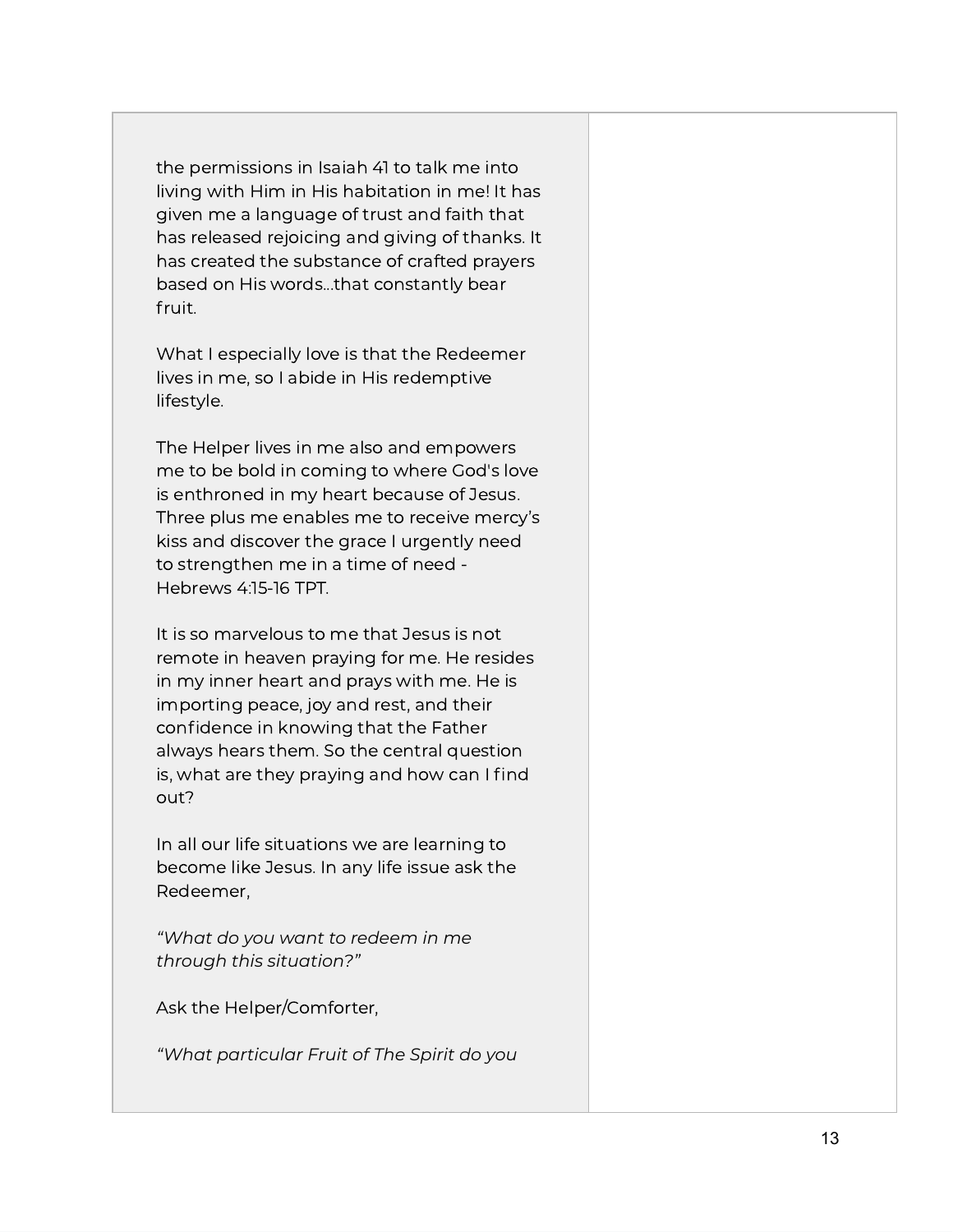the permissions in Isaiah 41 to talk me into living with Him in His habitation in me! It has given me a language of trust and faith that has released rejoicing and giving of thanks. It has created the substance of crafted prayers based on His words...that constantly bear fruit.

What I especially love is that the Redeemer lives in me, so I abide in His redemptive lifestyle.

The Helper lives in me also and empowers me to be bold in coming to where God's love is enthroned in my heart because of Jesus. Three plus me enables me to receive mercy's kiss and discover the grace I urgently need to strengthen me in a time of need - Hebrews 4:15-16 TPT.

It is so marvelous to me that Jesus is not remote in heaven praying for me. He resides in my inner heart and prays with me. He is importing peace, joy and rest, and their confidence in knowing that the Father always hears them. So the central question is, what are they praying and how can I find out?

In all our life situations we are learning to become like Jesus. In any life issue ask the Redeemer,

*"What do you want to redeem in me through this situation?"*

Ask the Helper/Comforter,

*"What particular Fruit of The Spirit do you*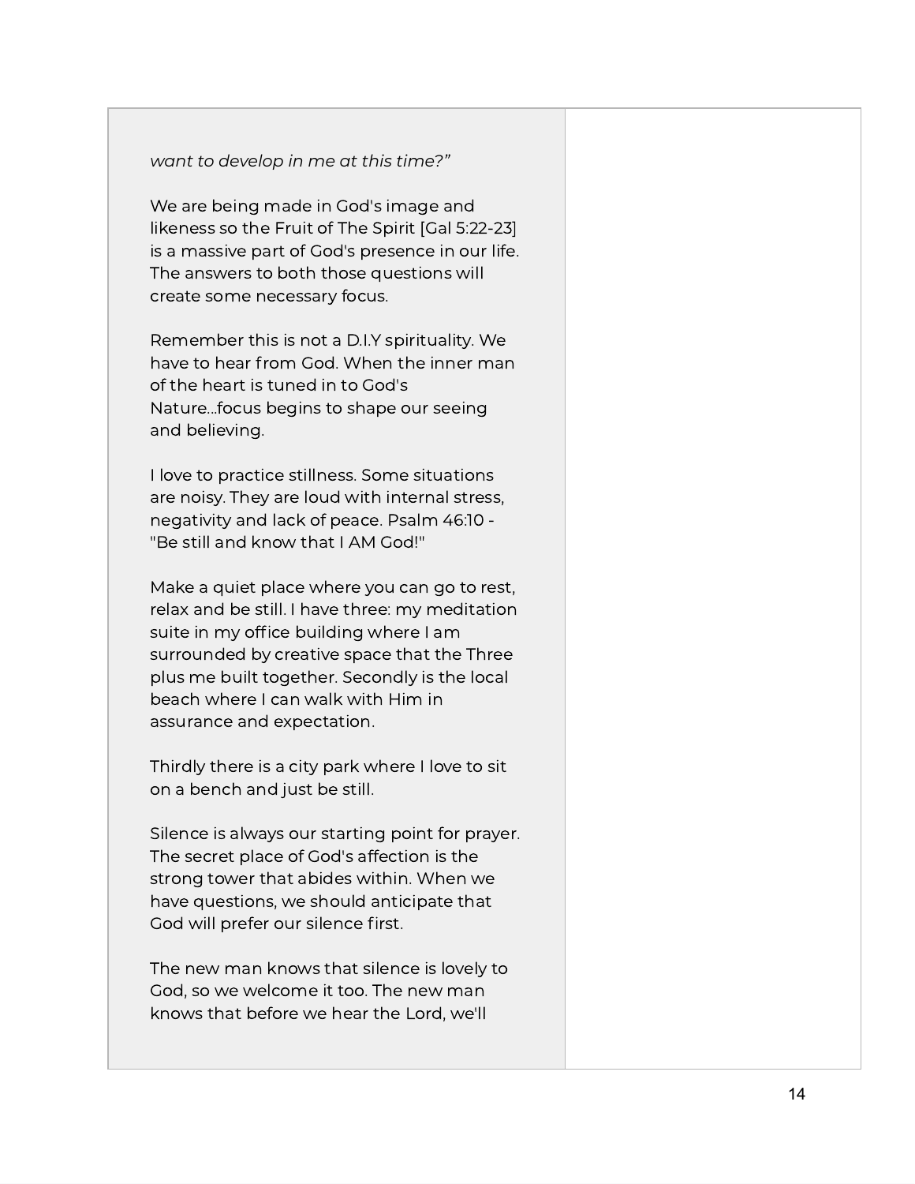*want to develop in me at this time?"*

We are being made in God's image and likeness so the Fruit of The Spirit [Gal 5:22-23] is a massive part of God's presence in our life. The answers to both those questions will create some necessary focus.

Remember this is not a D.I.Y spirituality. We have to hear from God. When the inner man of the heart is tuned in to God's Nature...focus begins to shape our seeing and believing.

I love to practice stillness. Some situations are noisy. They are loud with internal stress, negativity and lack of peace. Psalm 46:10 - "Be still and know that I AM God!"

Make a quiet place where you can go to rest, relax and be still. I have three: my meditation suite in my office building where I am surrounded by creative space that the Three plus me built together. Secondly is the local beach where I can walk with Him in assurance and expectation.

Thirdly there is a city park where I love to sit on a bench and just be still.

Silence is always our starting point for prayer. The secret place of God's affection is the strong tower that abides within. When we have questions, we should anticipate that God will prefer our silence first.

The new man knows that silence is lovely to God, so we welcome it too. The new man knows that before we hear the Lord, we'll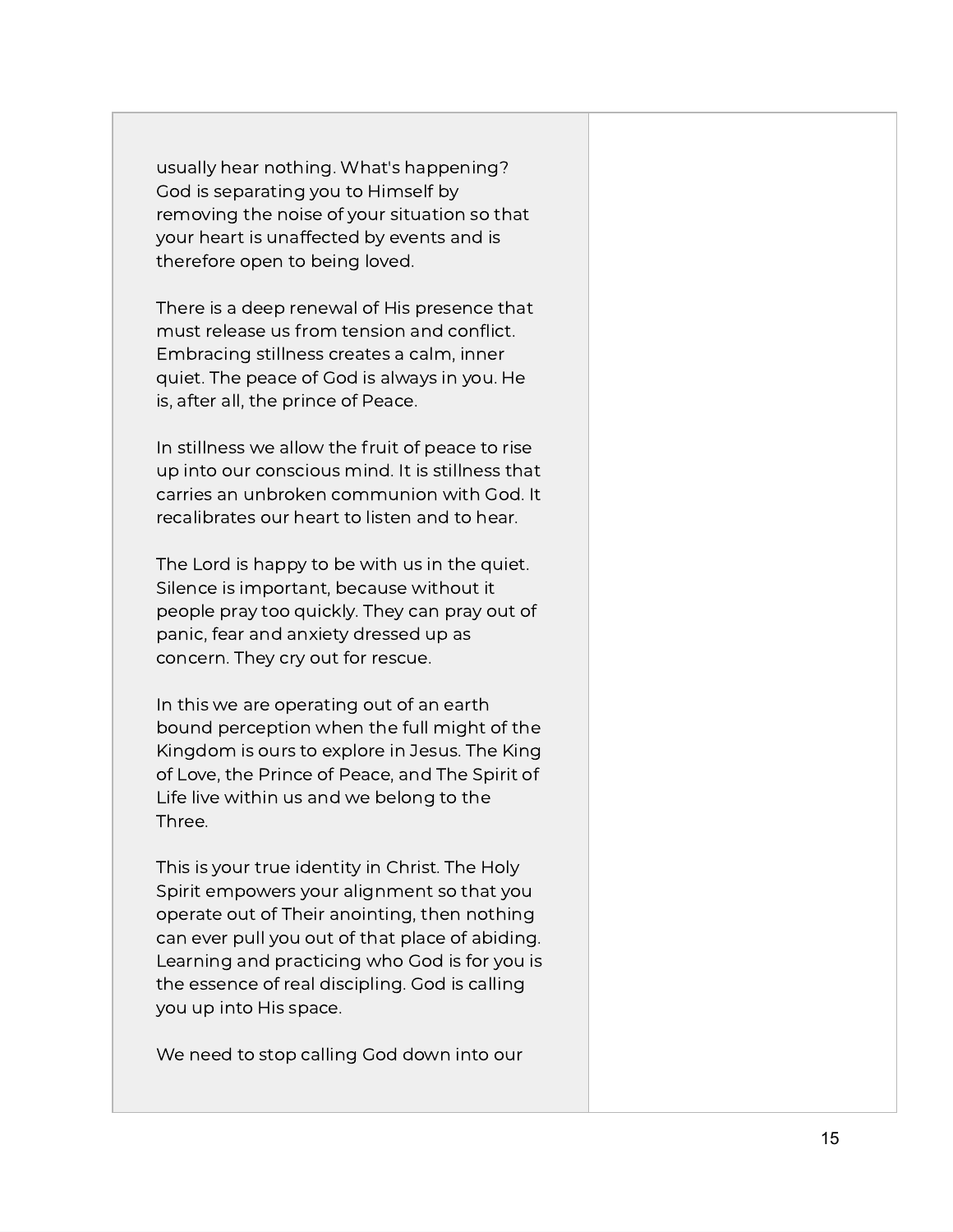usually hear nothing. What's happening? God is separating you to Himself by removing the noise of your situation so that your heart is unaffected by events and is therefore open to being loved.

There is a deep renewal of His presence that must release us from tension and conflict. Embracing stillness creates a calm, inner quiet. The peace of God is always in you. He is, after all, the prince of Peace.

In stillness we allow the fruit of peace to rise up into our conscious mind. It is stillness that carries an unbroken communion with God. It recalibrates our heart to listen and to hear.

The Lord is happy to be with us in the quiet. Silence is important, because without it people pray too quickly. They can pray out of panic, fear and anxiety dressed up as concern. They cry out for rescue.

In this we are operating out of an earth bound perception when the full might of the Kingdom is ours to explore in Jesus. The King of Love, the Prince of Peace, and The Spirit of Life live within us and we belong to the Three.

This is your true identity in Christ. The Holy Spirit empowers your alignment so that you operate out of Their anointing, then nothing can ever pull you out of that place of abiding. Learning and practicing who God is for you is the essence of real discipling. God is calling you up into His space.

We need to stop calling God down into our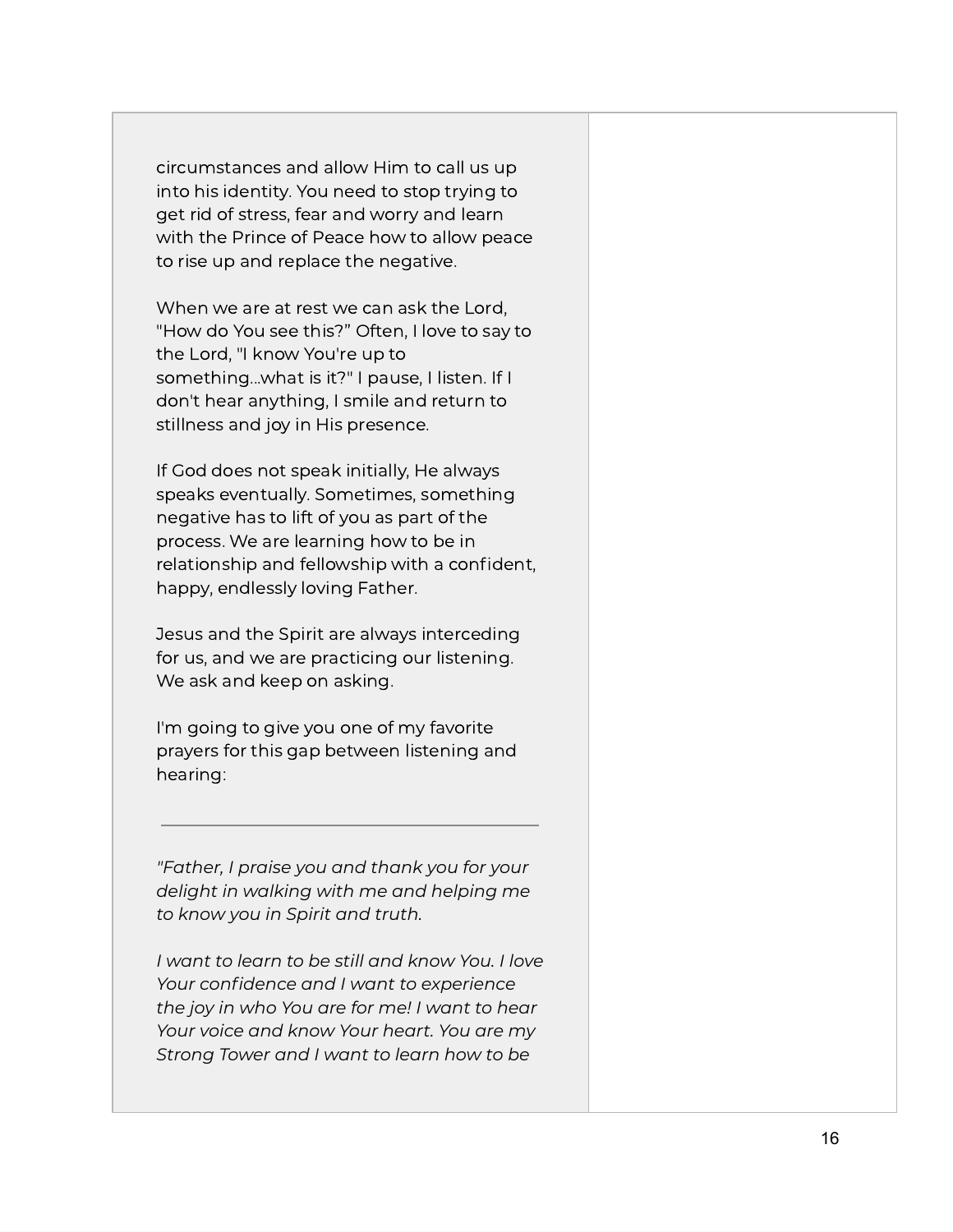circumstances and allow Him to call us up into his identity. You need to stop trying to get rid of stress, fear and worry and learn with the Prince of Peace how to allow peace to rise up and replace the negative.

When we are at rest we can ask the Lord, "How do You see this?" Often, I love to say to the Lord, "I know You're up to something...what is it?" I pause, I listen. If I don't hear anything, I smile and return to stillness and joy in His presence.

If God does not speak initially, He always speaks eventually. Sometimes, something negative has to lift of you as part of the process. We are learning how to be in relationship and fellowship with a confident, happy, endlessly loving Father.

Jesus and the Spirit are always interceding for us, and we are practicing our listening. We ask and keep on asking.

I'm going to give you one of my favorite prayers for this gap between listening and hearing:

---

*"Father, I praise you and thank you for your delight in walking with me and helping me to know you in Spirit and truth.*

*I want to learn to be still and know You. I love Your confidence and I want to experience the joy in who You are for me! I want to hear Your voice and know Your heart. You are my Strong Tower and I want to learn how to be*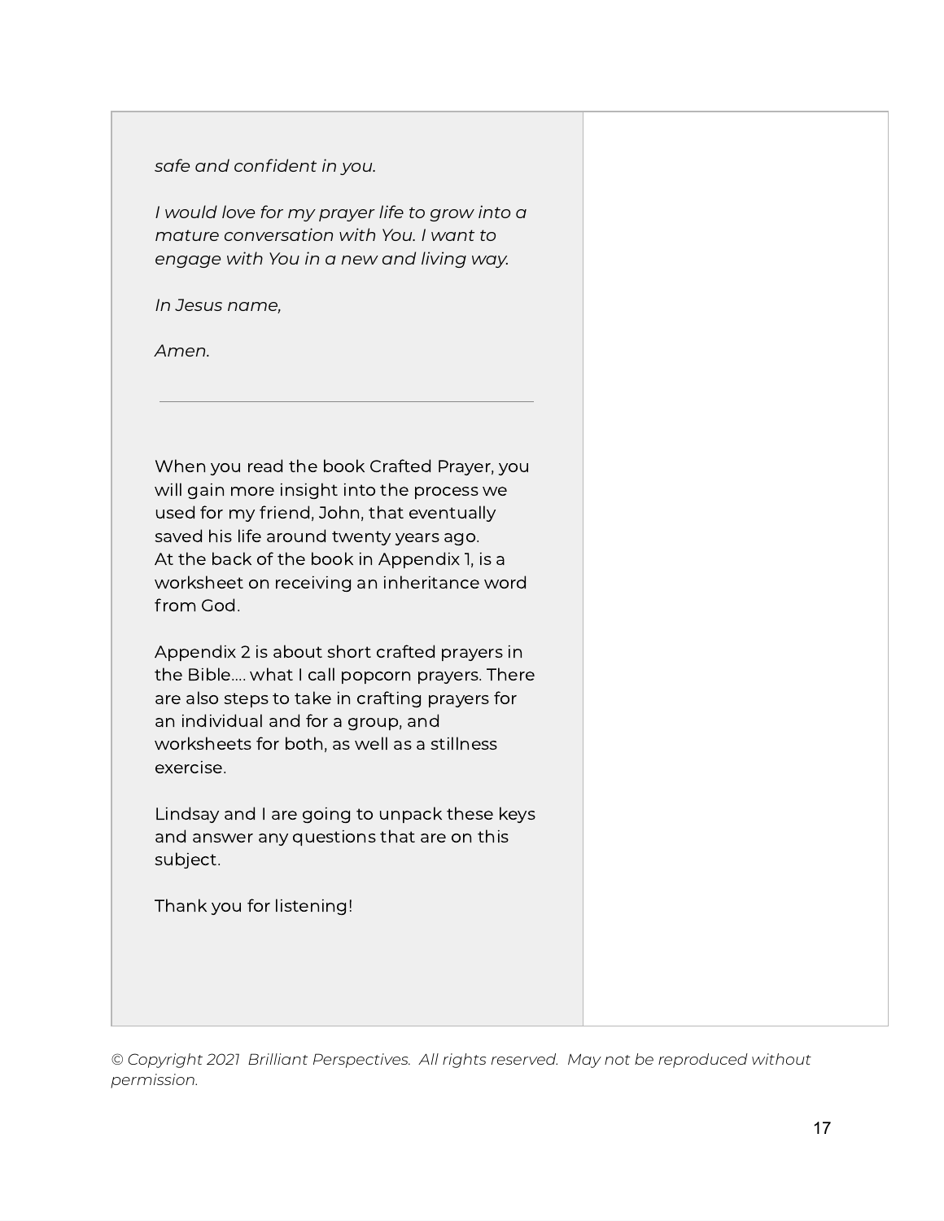*safe and confident in you.*

*I would love for my prayer life to grow into a mature conversation with You. I want to engage with You in a new and living way.*

*In Jesus name,*

*Amen.*

---

When you read the book Crafted Prayer, you will gain more insight into the process we used for my friend, John, that eventually saved his life around twenty years ago. At the back of the book in Appendix 1, is a worksheet on receiving an inheritance word from God.

Appendix 2 is about short crafted prayers in the Bible.... what I call popcorn prayers. There are also steps to take in crafting prayers for an individual and for a group, and worksheets for both, as well as a stillness exercise.

Lindsay and I are going to unpack these keys and answer any questions that are on this subject.

Thank you for listening!

*© Copyright 2021 Brilliant Perspectives. All rights reserved. May not be reproduced without permission.*